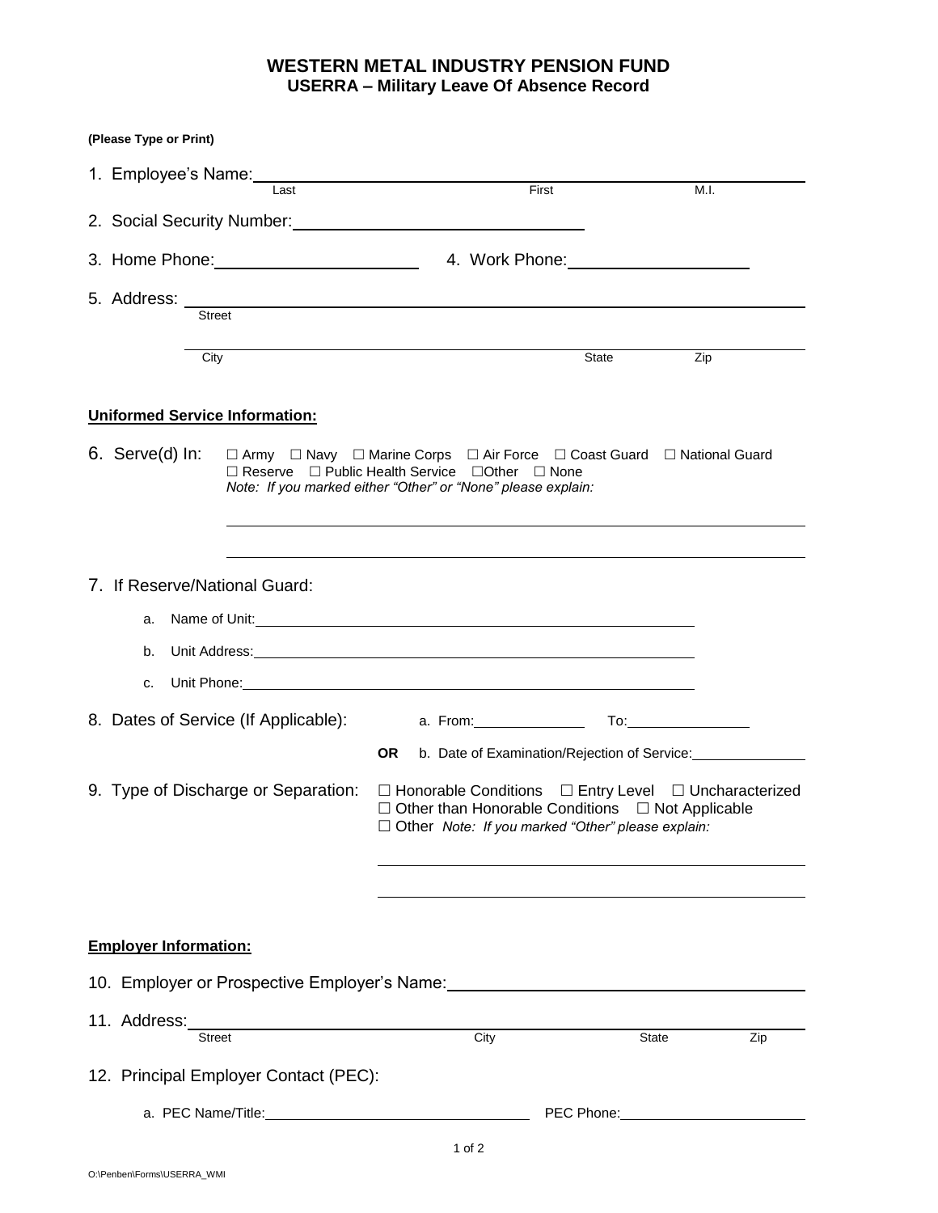# WESTERN METAL INDUSTRY PENSION FUND
## USERRA – Military Leave Of Absence Record

**(Please Type or Print)**

1. Employee's Name: ______________________________________________
   Last First M.I.

2. Social Security Number: ______________________________

3. Home Phone: ____________________ 4. Work Phone: ____________________

5. Address: ______________________________________________
   Street

   ______________________________________________
   City State Zip

**Uniformed Service Information:**

6. Serve(d) In: ☐ Army ☐ Navy ☐ Marine Corps ☐ Air Force ☐ Coast Guard ☐ National Guard
   ☐ Reserve ☐ Public Health Service ☐Other ☐ None
   *Note: If you marked either "Other" or "None" please explain:*

   ______________________________________________

   ______________________________________________

7. If Reserve/National Guard:
   a. Name of Unit: ______________________________
   b. Unit Address: ______________________________
   c. Unit Phone: ______________________________

8. Dates of Service (If Applicable): a. From: ____________ To: ____________

   **OR** b. Date of Examination/Rejection of Service: ____________

9. Type of Discharge or Separation: ☐ Honorable Conditions ☐ Entry Level ☐ Uncharacterized
   ☐ Other than Honorable Conditions ☐ Not Applicable
   ☐ Other *Note: If you marked "Other" please explain:*

   ______________________________________________

   ______________________________________________

**Employer Information:**

10. Employer or Prospective Employer's Name: ______________________________

11. Address: ______________________________________________
    Street City State Zip

12. Principal Employer Contact (PEC):

    a. PEC Name/Title: ______________________ PEC Phone: ______________________

O:\Penben\Forms\USERRA_WMI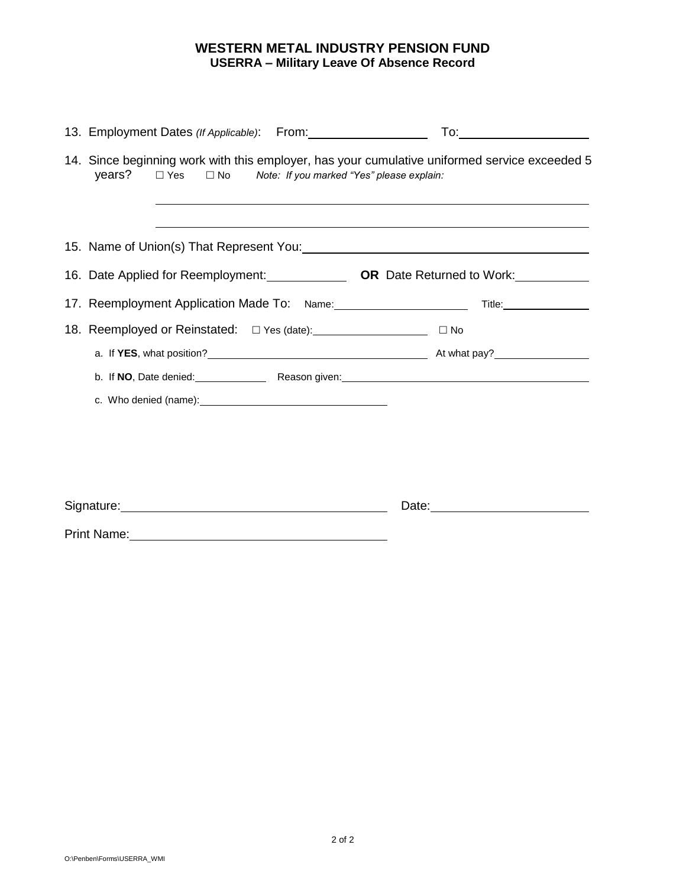**WESTERN METAL INDUSTRY PENSION FUND**
**USERRA – Military Leave Of Absence Record**

13. Employment Dates *(If Applicable)*: From:__________________ To:__________________

14. Since beginning work with this employer, has your cumulative uniformed service exceeded 5 years? ☐ Yes ☐ No *Note: If you marked "Yes" please explain:*

    ______________________________________________________________________

    ______________________________________________________________________

15. Name of Union(s) That Represent You:______________________________________

16. Date Applied for Reemployment:____________ **OR** Date Returned to Work:___________

17. Reemployment Application Made To: Name:______________________ Title:______________

18. Reemployed or Reinstated: ☐ Yes (date):___________________ ☐ No

    a. If **YES**, what position?_____________________________________ At what pay?________________

    b. If **NO**, Date denied:_____________ Reason given:_____________________________________

    c. Who denied (name):________________________________

Signature:________________________________________ Date:________________________

Print Name:______________________________________

O:\Penben\Forms\USERRA_WMI